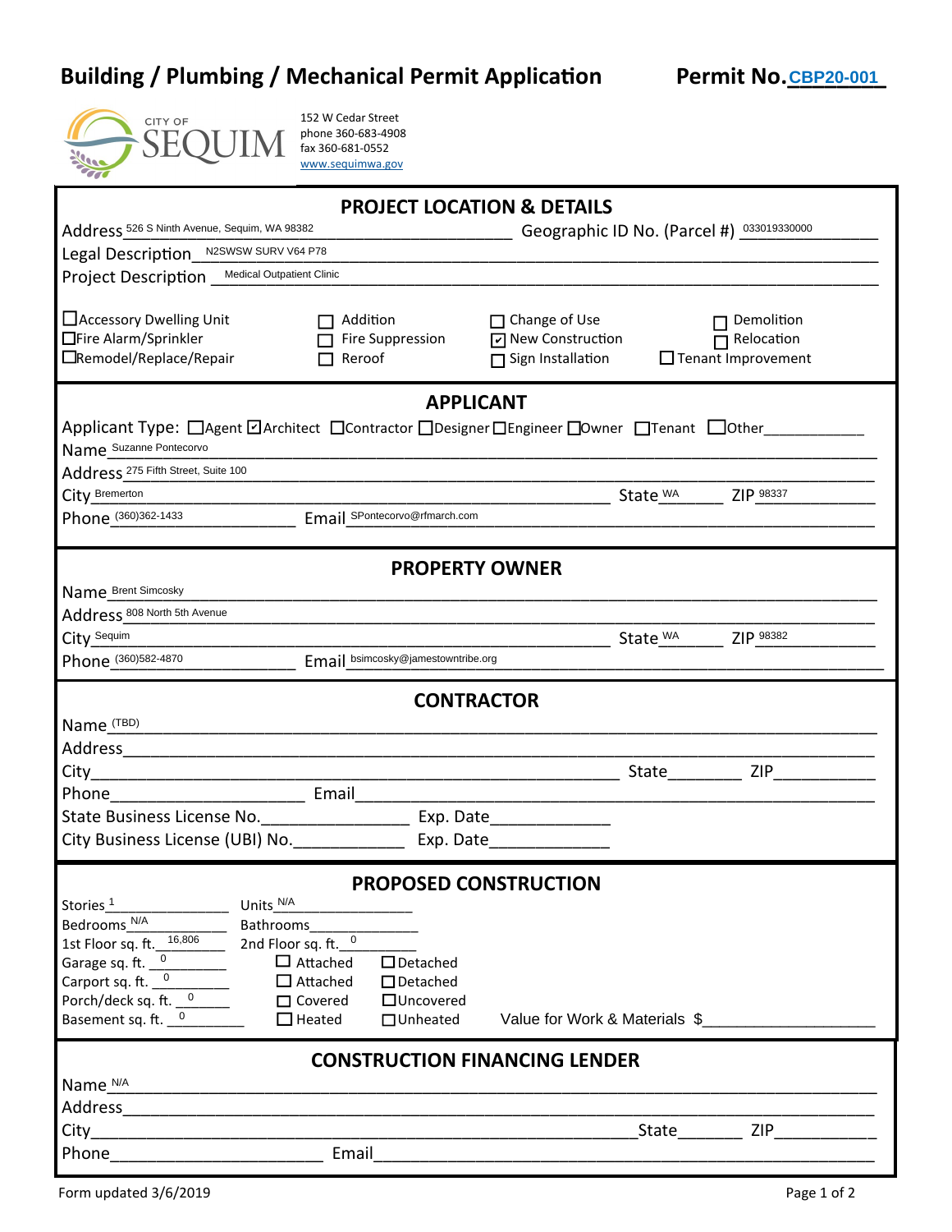# Building / Plumbing / Mechanical Permit Application

**Permit No.** CBP20-001

CITY OF SEQUIM
152 W Cedar Street
phone 360-683-4908
fax 360-681-0552
www.sequimwa.gov

## PROJECT LOCATION & DETAILS

Address: 526 S Ninth Avenue, Sequim, WA 98382
Geographic ID No. (Parcel #): 033019330000
Legal Description: N2SWSW SURV V64 P78
Project Description: Medical Outpatient Clinic

- ☐ Accessory Dwelling Unit
- ☐ Addition
- ☐ Change of Use
- ☐ Demolition
- ☐ Fire Alarm/Sprinkler
- ☐ Fire Suppression
- ☑ New Construction
- ☐ Relocation
- ☐ Remodel/Replace/Repair
- ☐ Reroof
- ☐ Sign Installation
- ☐ Tenant Improvement

## APPLICANT

Applicant Type: ☐ Agent ☑ Architect ☐ Contractor ☐ Designer ☐ Engineer ☐ Owner ☐ Tenant ☐ Other____________

Name: Suzanne Pontecorvo
Address: 275 Fifth Street, Suite 100
City: Bremerton State: WA ZIP: 98337
Phone: (360)362-1433 Email: SPontecorvo@rfmarch.com

## PROPERTY OWNER

Name: Brent Simcosky
Address: 808 North 5th Avenue
City: Sequim State: WA ZIP: 98382
Phone: (360)582-4870 Email: bsimcosky@jamestowntribe.org

## CONTRACTOR

Name: (TBD)
Address: ____________
City: ____________ State: ________ ZIP: ____________
Phone: ____________ Email: ____________
State Business License No. ________________ Exp. Date ____________
City Business License (UBI) No. ____________ Exp. Date ____________

## PROPOSED CONSTRUCTION

Stories: 1 Units: N/A
Bedrooms: N/A Bathrooms: ____________
1st Floor sq. ft.: 16,806 2nd Floor sq. ft.: 0
Garage sq. ft.: 0 ☐ Attached ☐ Detached
Carport sq. ft.: 0 ☐ Attached ☐ Detached
Porch/deck sq. ft.: 0 ☐ Covered ☐ Uncovered
Basement sq. ft.: 0 ☐ Heated ☐ Unheated
Value for Work & Materials $____________

## CONSTRUCTION FINANCING LENDER

Name: N/A
Address: ____________
City: ____________ State: ________ ZIP: ____________
Phone: ____________ Email: ____________

Form updated 3/6/2019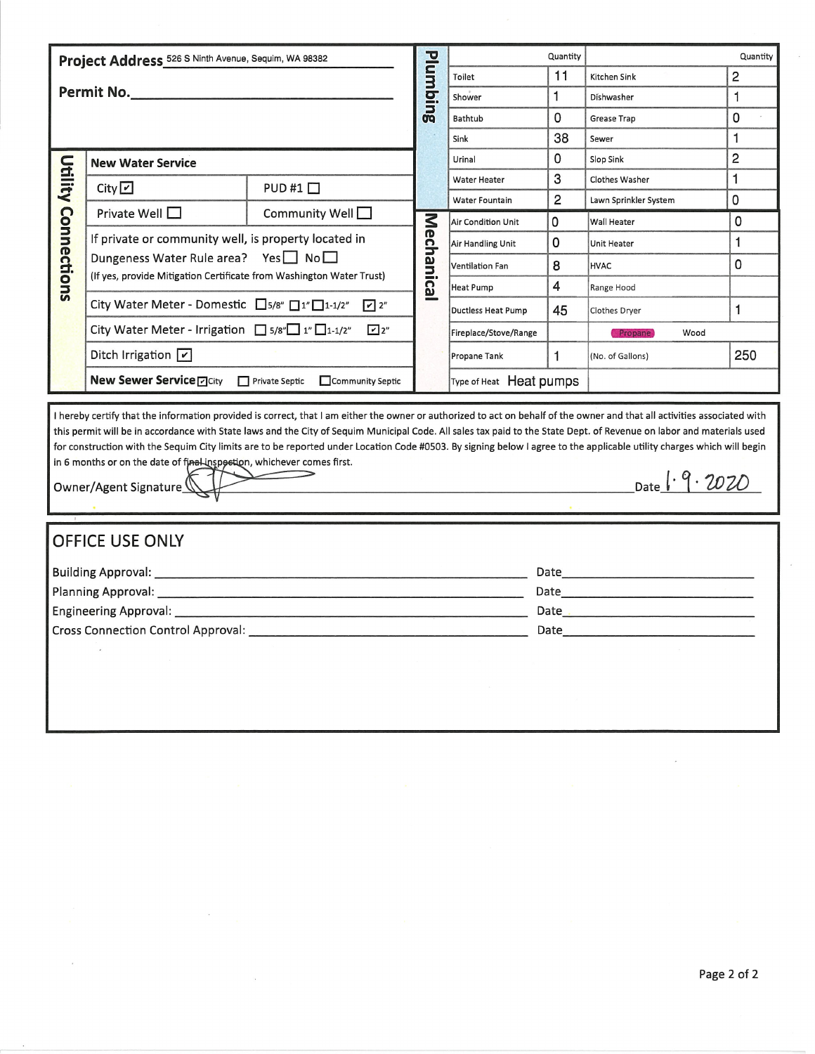**Project Address** 526 S Ninth Avenue, Sequim, WA 98382

**Permit No.** ______________________

## Utility Connections

**New Water Service**

- City ☑ PUD #1 ☐
- Private Well ☐ Community Well ☐

If private or community well, is property located in Dungeness Water Rule area? Yes ☐ No ☐
(If yes, provide Mitigation Certificate from Washington Water Trust)

City Water Meter - Domestic ☐ 5/8" ☐ 1" ☐ 1-1/2" ☑ 2"

City Water Meter - Irrigation ☐ 5/8" ☐ 1" ☐ 1-1/2" ☑ 2"

Ditch Irrigation ☑

**New Sewer Service** ☑ City ☐ Private Septic ☐ Community Septic

## Plumbing

| | Quantity | | Quantity |
|---|---|---|---|
| Toilet | 11 | Kitchen Sink | 2 |
| Shower | 1 | Dishwasher | 1 |
| Bathtub | 0 | Grease Trap | 0 |
| Sink | 38 | Sewer | 1 |
| Urinal | 0 | Slop Sink | 2 |
| Water Heater | 3 | Clothes Washer | 1 |
| Water Fountain | 2 | Lawn Sprinkler System | 0 |

## Mechanical

| | Quantity | | Quantity |
|---|---|---|---|
| Air Condition Unit | 0 | Wall Heater | 0 |
| Air Handling Unit | 0 | Unit Heater | 1 |
| Ventilation Fan | 8 | HVAC | 0 |
| Heat Pump | 4 | Range Hood | |
| Ductless Heat Pump | 45 | Clothes Dryer | 1 |
| Fireplace/Stove/Range | | Propane (selected) / Wood | |
| Propane Tank | 1 | (No. of Gallons) | 250 |
| Type of Heat | Heat pumps | | |

I hereby certify that the information provided is correct, that I am either the owner or authorized to act on behalf of the owner and that all activities associated with this permit will be in accordance with State laws and the City of Sequim Municipal Code. All sales tax paid to the State Dept. of Revenue on labor and materials used for construction with the Sequim City limits are to be reported under Location Code #0503. By signing below I agree to the applicable utility charges which will begin in 6 months or on the date of final inspection, whichever comes first.

Owner/Agent Signature [signature] Date 1·9·2020

## OFFICE USE ONLY

Building Approval: ______________________ Date ______________

Planning Approval: ______________________ Date ______________

Engineering Approval: ______________________ Date ______________

Cross Connection Control Approval: ______________________ Date ______________